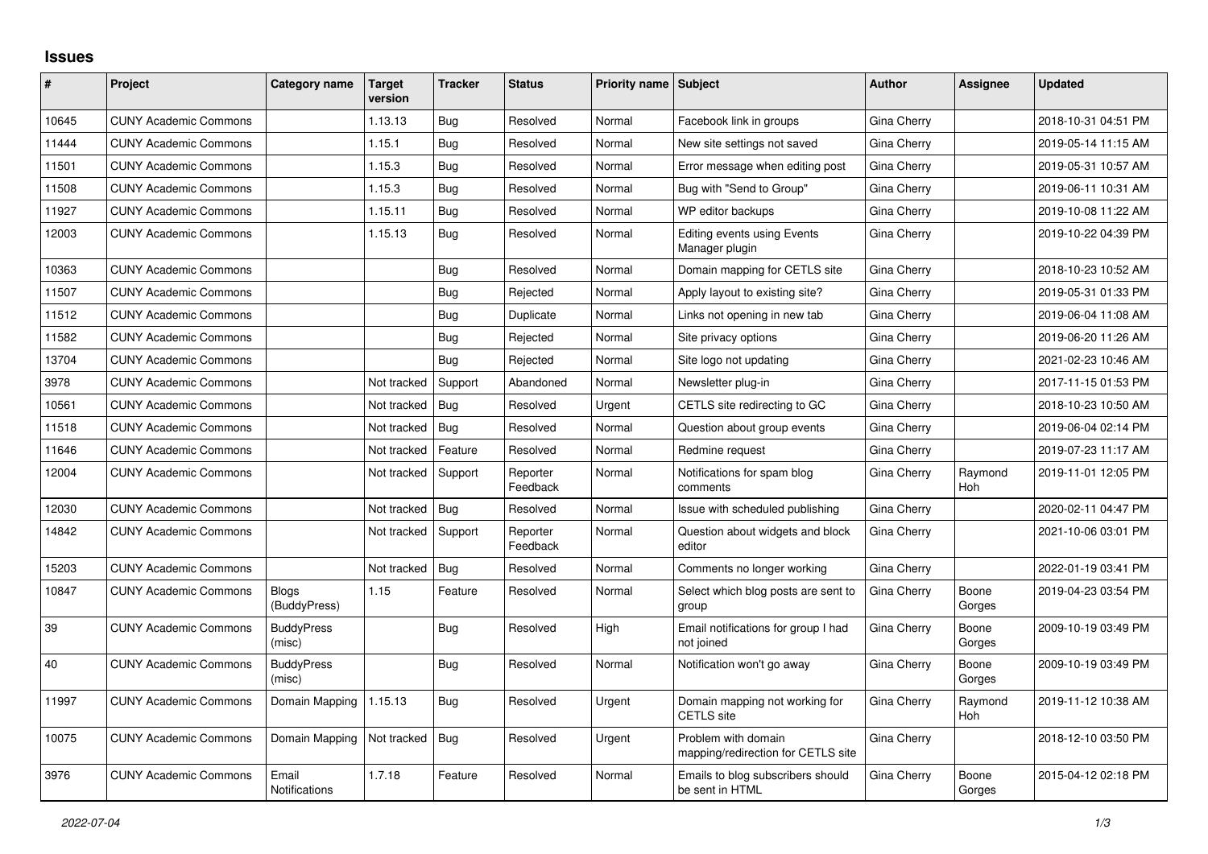# Issues

| # | Project | Category name | Target version | Tracker | Status | Priority name | Subject | Author | Assignee | Updated |
|---|---|---|---|---|---|---|---|---|---|---|
| 10645 | CUNY Academic Commons | | 1.13.13 | Bug | Resolved | Normal | Facebook link in groups | Gina Cherry | | 2018-10-31 04:51 PM |
| 11444 | CUNY Academic Commons | | 1.15.1 | Bug | Resolved | Normal | New site settings not saved | Gina Cherry | | 2019-05-14 11:15 AM |
| 11501 | CUNY Academic Commons | | 1.15.3 | Bug | Resolved | Normal | Error message when editing post | Gina Cherry | | 2019-05-31 10:57 AM |
| 11508 | CUNY Academic Commons | | 1.15.3 | Bug | Resolved | Normal | Bug with "Send to Group" | Gina Cherry | | 2019-06-11 10:31 AM |
| 11927 | CUNY Academic Commons | | 1.15.11 | Bug | Resolved | Normal | WP editor backups | Gina Cherry | | 2019-10-08 11:22 AM |
| 12003 | CUNY Academic Commons | | 1.15.13 | Bug | Resolved | Normal | Editing events using Events Manager plugin | Gina Cherry | | 2019-10-22 04:39 PM |
| 10363 | CUNY Academic Commons | | | Bug | Resolved | Normal | Domain mapping for CETLS site | Gina Cherry | | 2018-10-23 10:52 AM |
| 11507 | CUNY Academic Commons | | | Bug | Rejected | Normal | Apply layout to existing site? | Gina Cherry | | 2019-05-31 01:33 PM |
| 11512 | CUNY Academic Commons | | | Bug | Duplicate | Normal | Links not opening in new tab | Gina Cherry | | 2019-06-04 11:08 AM |
| 11582 | CUNY Academic Commons | | | Bug | Rejected | Normal | Site privacy options | Gina Cherry | | 2019-06-20 11:26 AM |
| 13704 | CUNY Academic Commons | | | Bug | Rejected | Normal | Site logo not updating | Gina Cherry | | 2021-02-23 10:46 AM |
| 3978 | CUNY Academic Commons | | Not tracked | Support | Abandoned | Normal | Newsletter plug-in | Gina Cherry | | 2017-11-15 01:53 PM |
| 10561 | CUNY Academic Commons | | Not tracked | Bug | Resolved | Urgent | CETLS site redirecting to GC | Gina Cherry | | 2018-10-23 10:50 AM |
| 11518 | CUNY Academic Commons | | Not tracked | Bug | Resolved | Normal | Question about group events | Gina Cherry | | 2019-06-04 02:14 PM |
| 11646 | CUNY Academic Commons | | Not tracked | Feature | Resolved | Normal | Redmine request | Gina Cherry | | 2019-07-23 11:17 AM |
| 12004 | CUNY Academic Commons | | Not tracked | Support | Reporter Feedback | Normal | Notifications for spam blog comments | Gina Cherry | Raymond Hoh | 2019-11-01 12:05 PM |
| 12030 | CUNY Academic Commons | | Not tracked | Bug | Resolved | Normal | Issue with scheduled publishing | Gina Cherry | | 2020-02-11 04:47 PM |
| 14842 | CUNY Academic Commons | | Not tracked | Support | Reporter Feedback | Normal | Question about widgets and block editor | Gina Cherry | | 2021-10-06 03:01 PM |
| 15203 | CUNY Academic Commons | | Not tracked | Bug | Resolved | Normal | Comments no longer working | Gina Cherry | | 2022-01-19 03:41 PM |
| 10847 | CUNY Academic Commons | Blogs (BuddyPress) | 1.15 | Feature | Resolved | Normal | Select which blog posts are sent to group | Gina Cherry | Boone Gorges | 2019-04-23 03:54 PM |
| 39 | CUNY Academic Commons | BuddyPress (misc) | | Bug | Resolved | High | Email notifications for group I had not joined | Gina Cherry | Boone Gorges | 2009-10-19 03:49 PM |
| 40 | CUNY Academic Commons | BuddyPress (misc) | | Bug | Resolved | Normal | Notification won't go away | Gina Cherry | Boone Gorges | 2009-10-19 03:49 PM |
| 11997 | CUNY Academic Commons | Domain Mapping | 1.15.13 | Bug | Resolved | Urgent | Domain mapping not working for CETLS site | Gina Cherry | Raymond Hoh | 2019-11-12 10:38 AM |
| 10075 | CUNY Academic Commons | Domain Mapping | Not tracked | Bug | Resolved | Urgent | Problem with domain mapping/redirection for CETLS site | Gina Cherry | | 2018-12-10 03:50 PM |
| 3976 | CUNY Academic Commons | Email Notifications | 1.7.18 | Feature | Resolved | Normal | Emails to blog subscribers should be sent in HTML | Gina Cherry | Boone Gorges | 2015-04-12 02:18 PM |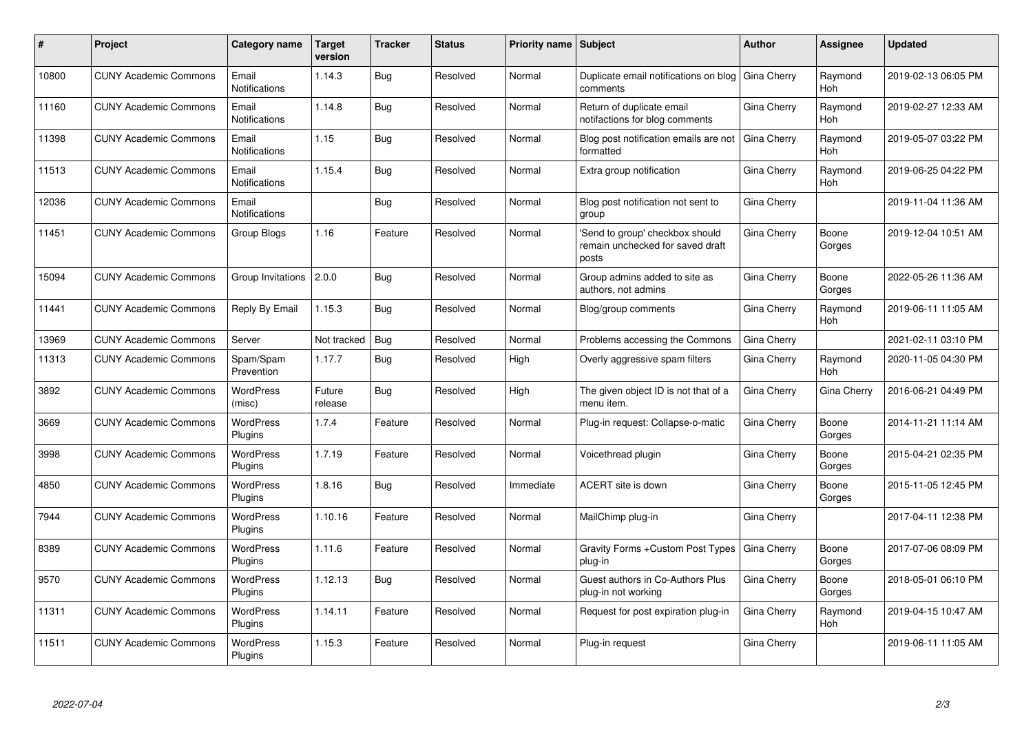| # | Project | Category name | Target version | Tracker | Status | Priority name | Subject | Author | Assignee | Updated |
|---|---|---|---|---|---|---|---|---|---|---|
| 10800 | CUNY Academic Commons | Email Notifications | 1.14.3 | Bug | Resolved | Normal | Duplicate email notifications on blog comments | Gina Cherry | Raymond Hoh | 2019-02-13 06:05 PM |
| 11160 | CUNY Academic Commons | Email Notifications | 1.14.8 | Bug | Resolved | Normal | Return of duplicate email notifactions for blog comments | Gina Cherry | Raymond Hoh | 2019-02-27 12:33 AM |
| 11398 | CUNY Academic Commons | Email Notifications | 1.15 | Bug | Resolved | Normal | Blog post notification emails are not formatted | Gina Cherry | Raymond Hoh | 2019-05-07 03:22 PM |
| 11513 | CUNY Academic Commons | Email Notifications | 1.15.4 | Bug | Resolved | Normal | Extra group notification | Gina Cherry | Raymond Hoh | 2019-06-25 04:22 PM |
| 12036 | CUNY Academic Commons | Email Notifications | | Bug | Resolved | Normal | Blog post notification not sent to group | Gina Cherry | | 2019-11-04 11:36 AM |
| 11451 | CUNY Academic Commons | Group Blogs | 1.16 | Feature | Resolved | Normal | 'Send to group' checkbox should remain unchecked for saved draft posts | Gina Cherry | Boone Gorges | 2019-12-04 10:51 AM |
| 15094 | CUNY Academic Commons | Group Invitations | 2.0.0 | Bug | Resolved | Normal | Group admins added to site as authors, not admins | Gina Cherry | Boone Gorges | 2022-05-26 11:36 AM |
| 11441 | CUNY Academic Commons | Reply By Email | 1.15.3 | Bug | Resolved | Normal | Blog/group comments | Gina Cherry | Raymond Hoh | 2019-06-11 11:05 AM |
| 13969 | CUNY Academic Commons | Server | Not tracked | Bug | Resolved | Normal | Problems accessing the Commons | Gina Cherry | | 2021-02-11 03:10 PM |
| 11313 | CUNY Academic Commons | Spam/Spam Prevention | 1.17.7 | Bug | Resolved | High | Overly aggressive spam filters | Gina Cherry | Raymond Hoh | 2020-11-05 04:30 PM |
| 3892 | CUNY Academic Commons | WordPress (misc) | Future release | Bug | Resolved | High | The given object ID is not that of a menu item. | Gina Cherry | Gina Cherry | 2016-06-21 04:49 PM |
| 3669 | CUNY Academic Commons | WordPress Plugins | 1.7.4 | Feature | Resolved | Normal | Plug-in request: Collapse-o-matic | Gina Cherry | Boone Gorges | 2014-11-21 11:14 AM |
| 3998 | CUNY Academic Commons | WordPress Plugins | 1.7.19 | Feature | Resolved | Normal | Voicethread plugin | Gina Cherry | Boone Gorges | 2015-04-21 02:35 PM |
| 4850 | CUNY Academic Commons | WordPress Plugins | 1.8.16 | Bug | Resolved | Immediate | ACERT site is down | Gina Cherry | Boone Gorges | 2015-11-05 12:45 PM |
| 7944 | CUNY Academic Commons | WordPress Plugins | 1.10.16 | Feature | Resolved | Normal | MailChimp plug-in | Gina Cherry | | 2017-04-11 12:38 PM |
| 8389 | CUNY Academic Commons | WordPress Plugins | 1.11.6 | Feature | Resolved | Normal | Gravity Forms +Custom Post Types plug-in | Gina Cherry | Boone Gorges | 2017-07-06 08:09 PM |
| 9570 | CUNY Academic Commons | WordPress Plugins | 1.12.13 | Bug | Resolved | Normal | Guest authors in Co-Authors Plus plug-in not working | Gina Cherry | Boone Gorges | 2018-05-01 06:10 PM |
| 11311 | CUNY Academic Commons | WordPress Plugins | 1.14.11 | Feature | Resolved | Normal | Request for post expiration plug-in | Gina Cherry | Raymond Hoh | 2019-04-15 10:47 AM |
| 11511 | CUNY Academic Commons | WordPress Plugins | 1.15.3 | Feature | Resolved | Normal | Plug-in request | Gina Cherry | | 2019-06-11 11:05 AM |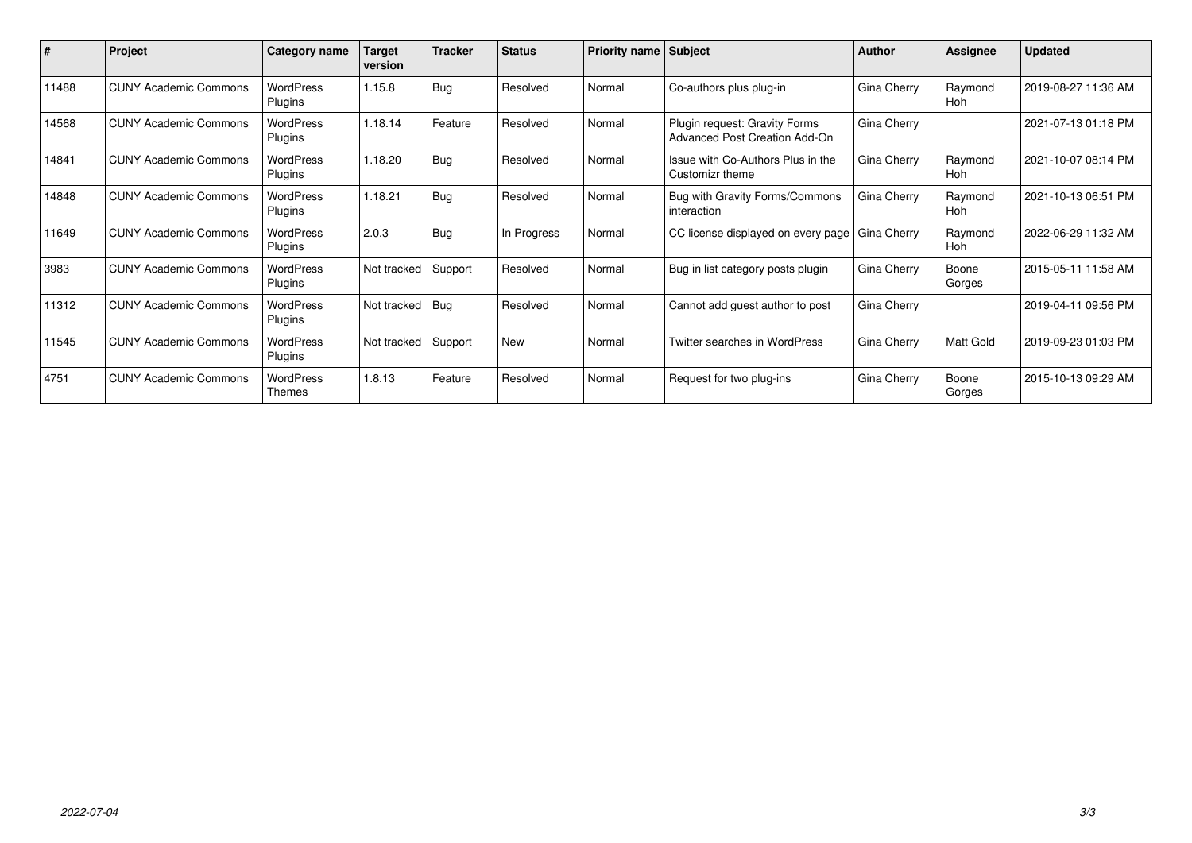| # | Project | Category name | Target version | Tracker | Status | Priority name | Subject | Author | Assignee | Updated |
|---|---|---|---|---|---|---|---|---|---|---|
| 11488 | CUNY Academic Commons | WordPress Plugins | 1.15.8 | Bug | Resolved | Normal | Co-authors plus plug-in | Gina Cherry | Raymond Hoh | 2019-08-27 11:36 AM |
| 14568 | CUNY Academic Commons | WordPress Plugins | 1.18.14 | Feature | Resolved | Normal | Plugin request: Gravity Forms Advanced Post Creation Add-On | Gina Cherry | | 2021-07-13 01:18 PM |
| 14841 | CUNY Academic Commons | WordPress Plugins | 1.18.20 | Bug | Resolved | Normal | Issue with Co-Authors Plus in the Customizr theme | Gina Cherry | Raymond Hoh | 2021-10-07 08:14 PM |
| 14848 | CUNY Academic Commons | WordPress Plugins | 1.18.21 | Bug | Resolved | Normal | Bug with Gravity Forms/Commons interaction | Gina Cherry | Raymond Hoh | 2021-10-13 06:51 PM |
| 11649 | CUNY Academic Commons | WordPress Plugins | 2.0.3 | Bug | In Progress | Normal | CC license displayed on every page | Gina Cherry | Raymond Hoh | 2022-06-29 11:32 AM |
| 3983 | CUNY Academic Commons | WordPress Plugins | Not tracked | Support | Resolved | Normal | Bug in list category posts plugin | Gina Cherry | Boone Gorges | 2015-05-11 11:58 AM |
| 11312 | CUNY Academic Commons | WordPress Plugins | Not tracked | Bug | Resolved | Normal | Cannot add guest author to post | Gina Cherry | | 2019-04-11 09:56 PM |
| 11545 | CUNY Academic Commons | WordPress Plugins | Not tracked | Support | New | Normal | Twitter searches in WordPress | Gina Cherry | Matt Gold | 2019-09-23 01:03 PM |
| 4751 | CUNY Academic Commons | WordPress Themes | 1.8.13 | Feature | Resolved | Normal | Request for two plug-ins | Gina Cherry | Boone Gorges | 2015-10-13 09:29 AM |